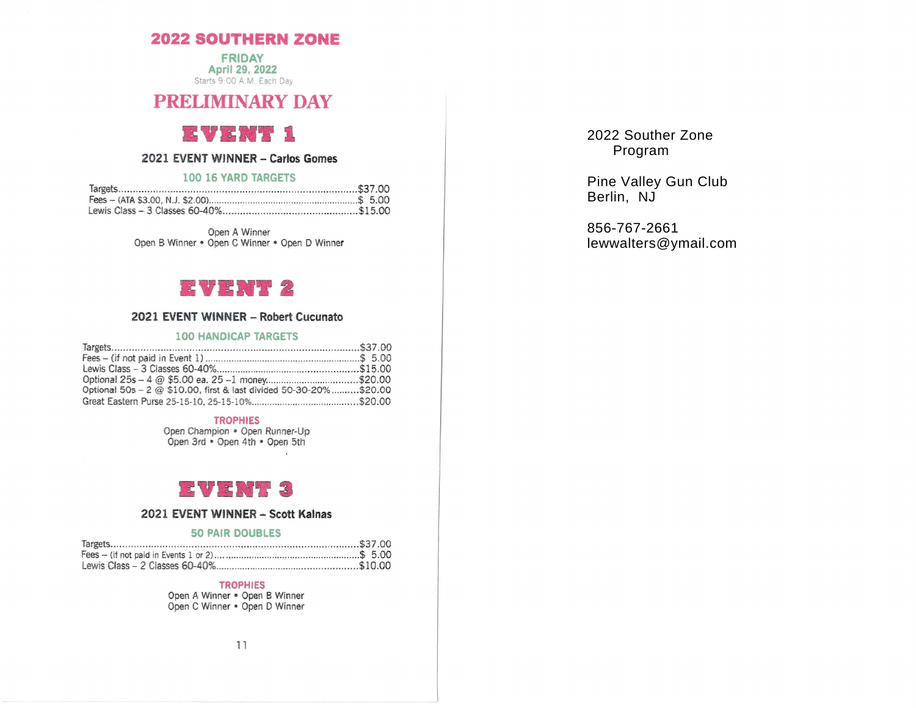# 2022 SOUTHERN ZONE

**FRIDAY**
**April 29, 2022**
Starts 9:00 A.M. Each Day

## PRELIMINARY DAY

### EVENT 1

**2021 EVENT WINNER – Carlos Gomes**

**100 16 YARD TARGETS**

| | |
|---|---|
| Targets | $37.00 |
| Fees – (ATA $3.00, N.J. $2.00) | $ 5.00 |
| Lewis Class – 3 Classes 60-40% | $15.00 |

Open A Winner
Open B Winner • Open C Winner • Open D Winner

### EVENT 2

**2021 EVENT WINNER – Robert Cucunato**

**100 HANDICAP TARGETS**

| | |
|---|---|
| Targets | $37.00 |
| Fees – (if not paid in Event 1) | $ 5.00 |
| Lewis Class – 3 Classes 60-40% | $15.00 |
| Optional 25s – 4 @ $5.00 ea. 25 –1 money | $20.00 |
| Optional 50s – 2 @ $10.00, first & last divided 50-30-20% | $20.00 |
| Great Eastern Purse 25-15-10, 25-15-10% | $20.00 |

**TROPHIES**
Open Champion • Open Runner-Up
Open 3rd • Open 4th • Open 5th

### EVENT 3

**2021 EVENT WINNER – Scott Kalnas**

**50 PAIR DOUBLES**

| | |
|---|---|
| Targets | $37.00 |
| Fees – (if not paid in Events 1 or 2) | $ 5.00 |
| Lewis Class – 2 Classes 60-40% | $10.00 |

**TROPHIES**
Open A Winner • Open B Winner
Open C Winner • Open D Winner

2022 Souther Zone
Program

Pine Valley Gun Club
Berlin, NJ

856-767-2661
lewwalters@ymail.com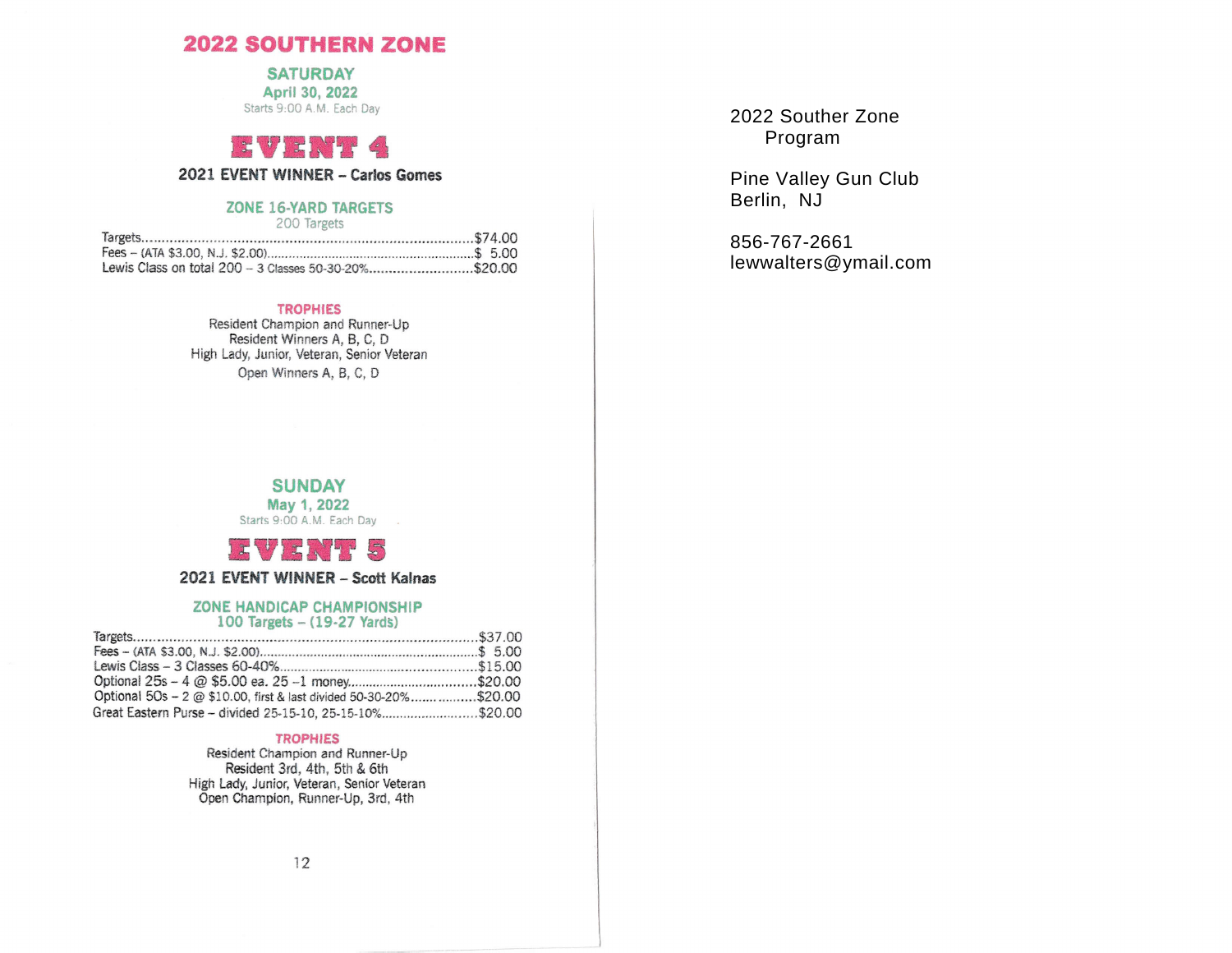# 2022 SOUTHERN ZONE

## SATURDAY
**April 30, 2022**
Starts 9:00 A.M. Each Day

## EVENT 4

**2021 EVENT WINNER – Carlos Gomes**

### ZONE 16-YARD TARGETS
200 Targets

| | |
|---|---|
| Targets | $74.00 |
| Fees – (ATA $3.00, N.J. $2.00) | $ 5.00 |
| Lewis Class on total 200 – 3 Classes 50-30-20% | $20.00 |

**TROPHIES**

Resident Champion and Runner-Up
Resident Winners A, B, C, D
High Lady, Junior, Veteran, Senior Veteran
Open Winners A, B, C, D

## SUNDAY
**May 1, 2022**
Starts 9:00 A.M. Each Day

## EVENT 5

**2021 EVENT WINNER – Scott Kalnas**

### ZONE HANDICAP CHAMPIONSHIP
100 Targets – (19-27 Yards)

| | |
|---|---|
| Targets | $37.00 |
| Fees – (ATA $3.00, N.J. $2.00) | $ 5.00 |
| Lewis Class – 3 Classes 60-40% | $15.00 |
| Optional 25s – 4 @ $5.00 ea. 25 –1 money | $20.00 |
| Optional 50s – 2 @ $10.00, first & last divided 50-30-20% | $20.00 |
| Great Eastern Purse – divided 25-15-10, 25-15-10% | $20.00 |

**TROPHIES**

Resident Champion and Runner-Up
Resident 3rd, 4th, 5th & 6th
High Lady, Junior, Veteran, Senior Veteran
Open Champion, Runner-Up, 3rd, 4th

2022 Souther Zone
Program

Pine Valley Gun Club
Berlin, NJ

856-767-2661
lewwalters@ymail.com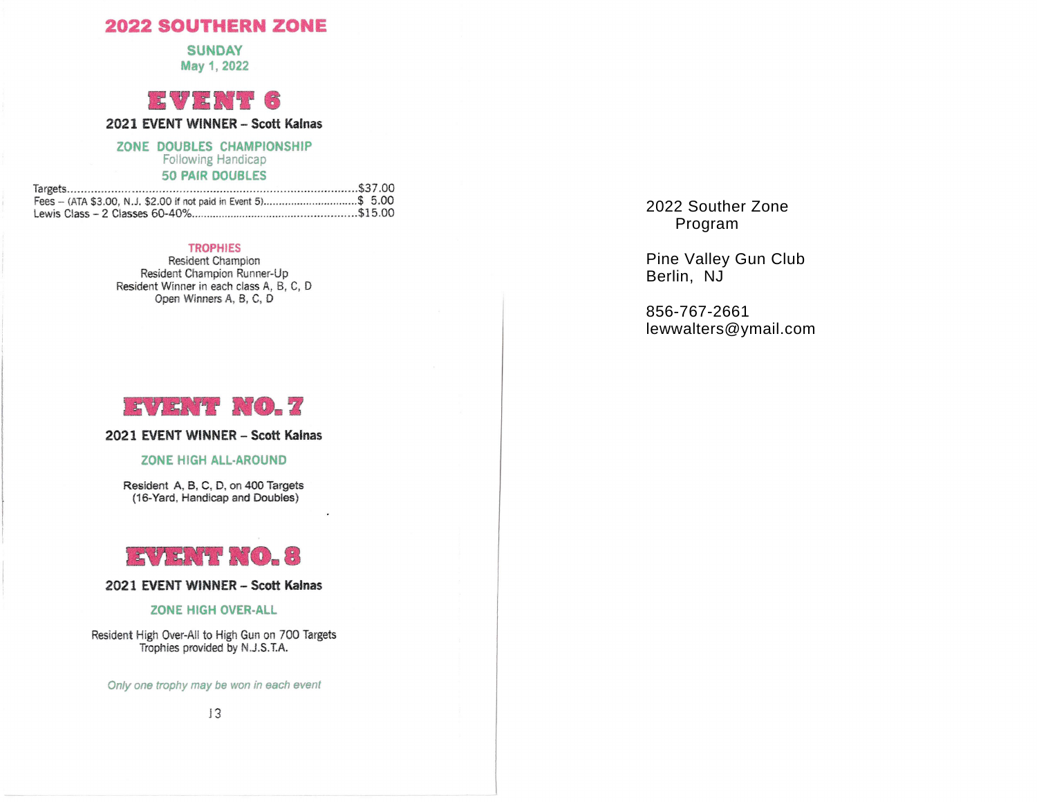# 2022 SOUTHERN ZONE

**SUNDAY**
**May 1, 2022**

## EVENT 6

**2021 EVENT WINNER – Scott Kalnas**

### ZONE DOUBLES CHAMPIONSHIP

Following Handicap

**50 PAIR DOUBLES**

| | |
|---|---|
| Targets | $37.00 |
| Fees – (ATA $3.00, N.J. $2.00 if not paid in Event 5) | $ 5.00 |
| Lewis Class – 2 Classes 60-40% | $15.00 |

**TROPHIES**

Resident Champion
Resident Champion Runner-Up
Resident Winner in each class A, B, C, D
Open Winners A, B, C, D

## EVENT NO. 7

**2021 EVENT WINNER – Scott Kalnas**

### ZONE HIGH ALL-AROUND

Resident A, B, C, D, on 400 Targets
(16-Yard, Handicap and Doubles)

## EVENT NO. 8

**2021 EVENT WINNER – Scott Kalnas**

### ZONE HIGH OVER-ALL

Resident High Over-All to High Gun on 700 Targets
Trophies provided by N.J.S.T.A.

*Only one trophy may be won in each event*

2022 Souther Zone
Program

Pine Valley Gun Club
Berlin, NJ

856-767-2661
lewwalters@ymail.com